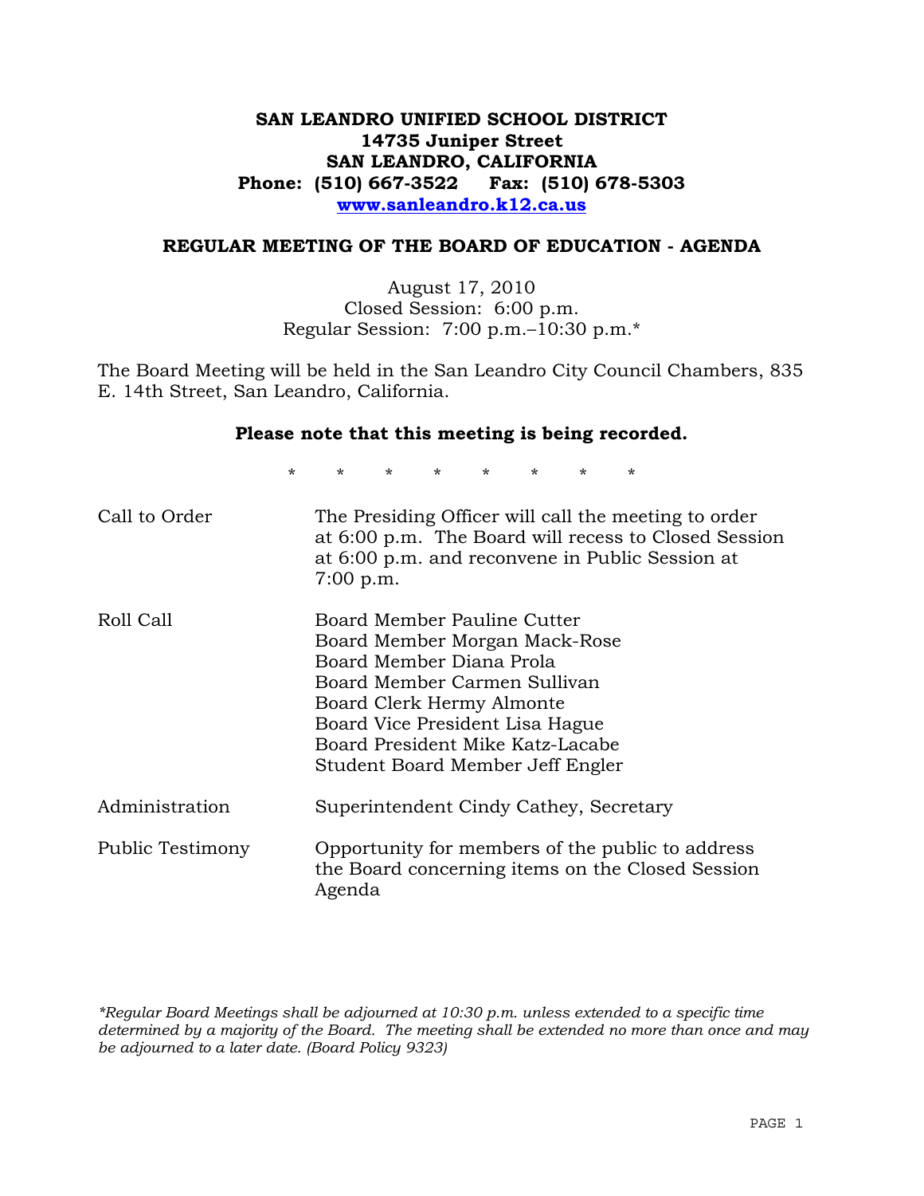# SAN LEANDRO UNIFIED SCHOOL DISTRICT
**14735 Juniper Street**
**SAN LEANDRO, CALIFORNIA**
**Phone: (510) 667-3522 Fax: (510) 678-5303**
**www.sanleandro.k12.ca.us**

## REGULAR MEETING OF THE BOARD OF EDUCATION - AGENDA

August 17, 2010
Closed Session: 6:00 p.m.
Regular Session: 7:00 p.m.–10:30 p.m.*

The Board Meeting will be held in the San Leandro City Council Chambers, 835 E. 14th Street, San Leandro, California.

**Please note that this meeting is being recorded.**

\* \* \* \* \* \* \* \*

| | |
|---|---|
| Call to Order | The Presiding Officer will call the meeting to order at 6:00 p.m. The Board will recess to Closed Session at 6:00 p.m. and reconvene in Public Session at 7:00 p.m. |
| Roll Call | Board Member Pauline Cutter<br>Board Member Morgan Mack-Rose<br>Board Member Diana Prola<br>Board Member Carmen Sullivan<br>Board Clerk Hermy Almonte<br>Board Vice President Lisa Hague<br>Board President Mike Katz-Lacabe<br>Student Board Member Jeff Engler |
| Administration | Superintendent Cindy Cathey, Secretary |
| Public Testimony | Opportunity for members of the public to address the Board concerning items on the Closed Session Agenda |

*\*Regular Board Meetings shall be adjourned at 10:30 p.m. unless extended to a specific time determined by a majority of the Board. The meeting shall be extended no more than once and may be adjourned to a later date. (Board Policy 9323)*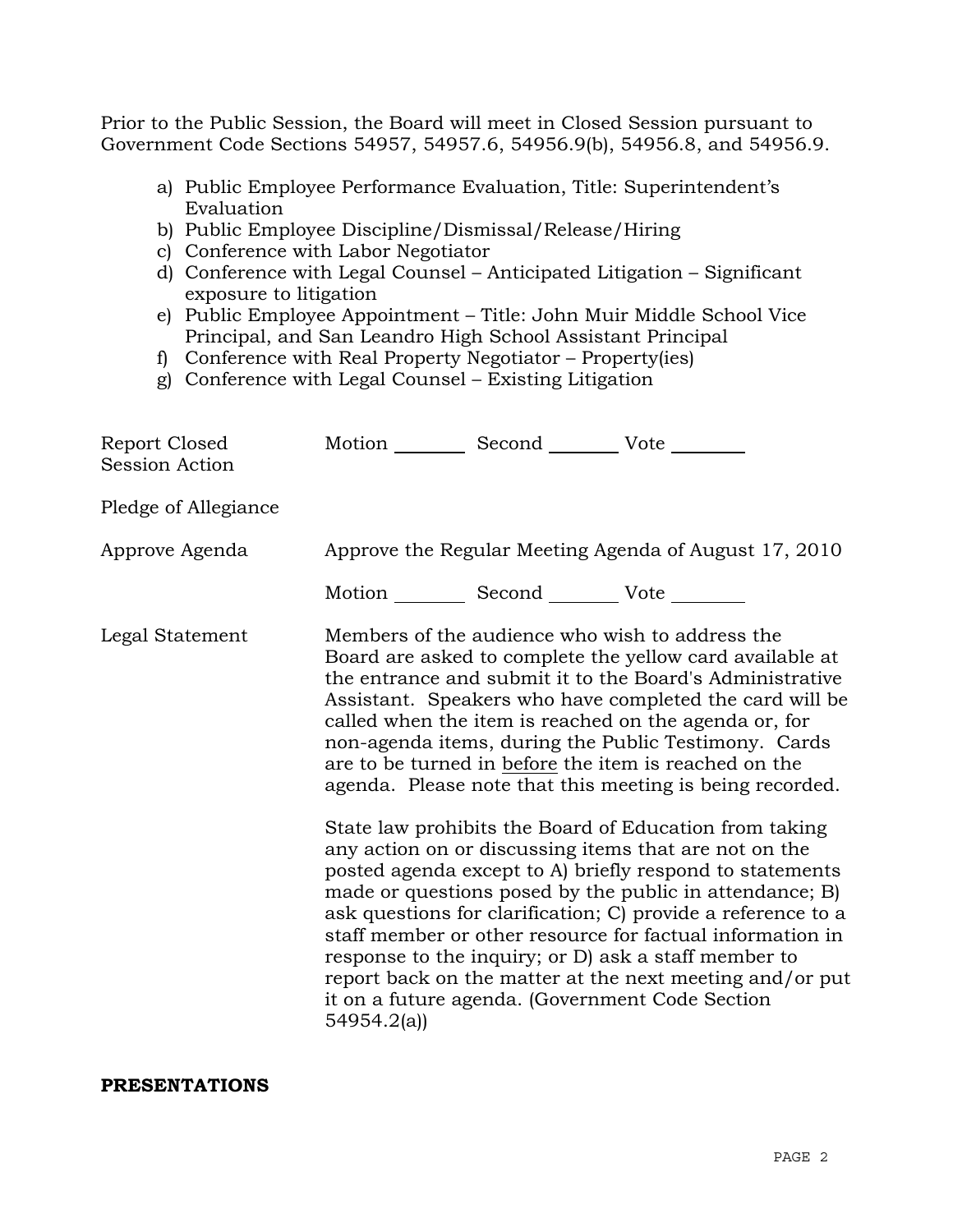Prior to the Public Session, the Board will meet in Closed Session pursuant to Government Code Sections 54957, 54957.6, 54956.9(b), 54956.8, and 54956.9.

a) Public Employee Performance Evaluation, Title: Superintendent's Evaluation
b) Public Employee Discipline/Dismissal/Release/Hiring
c) Conference with Labor Negotiator
d) Conference with Legal Counsel – Anticipated Litigation – Significant exposure to litigation
e) Public Employee Appointment – Title: John Muir Middle School Vice Principal, and San Leandro High School Assistant Principal
f) Conference with Real Property Negotiator – Property(ies)
g) Conference with Legal Counsel – Existing Litigation

Report Closed Session Action — Motion ________ Second ________ Vote ________

Pledge of Allegiance

Approve Agenda — Approve the Regular Meeting Agenda of August 17, 2010

Motion ________ Second ________ Vote ________

Legal Statement — Members of the audience who wish to address the Board are asked to complete the yellow card available at the entrance and submit it to the Board's Administrative Assistant. Speakers who have completed the card will be called when the item is reached on the agenda or, for non-agenda items, during the Public Testimony. Cards are to be turned in before the item is reached on the agenda. Please note that this meeting is being recorded.

State law prohibits the Board of Education from taking any action on or discussing items that are not on the posted agenda except to A) briefly respond to statements made or questions posed by the public in attendance; B) ask questions for clarification; C) provide a reference to a staff member or other resource for factual information in response to the inquiry; or D) ask a staff member to report back on the matter at the next meeting and/or put it on a future agenda. (Government Code Section 54954.2(a))

**PRESENTATIONS**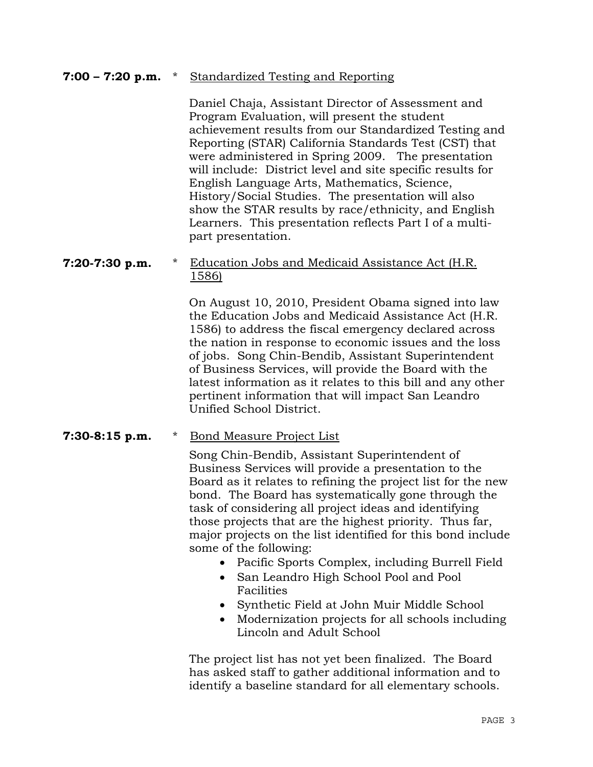**7:00 – 7:20 p.m.** * Standardized Testing and Reporting

Daniel Chaja, Assistant Director of Assessment and Program Evaluation, will present the student achievement results from our Standardized Testing and Reporting (STAR) California Standards Test (CST) that were administered in Spring 2009. The presentation will include: District level and site specific results for English Language Arts, Mathematics, Science, History/Social Studies. The presentation will also show the STAR results by race/ethnicity, and English Learners. This presentation reflects Part I of a multi-part presentation.

**7:20-7:30 p.m.** * Education Jobs and Medicaid Assistance Act (H.R. 1586)

On August 10, 2010, President Obama signed into law the Education Jobs and Medicaid Assistance Act (H.R. 1586) to address the fiscal emergency declared across the nation in response to economic issues and the loss of jobs. Song Chin-Bendib, Assistant Superintendent of Business Services, will provide the Board with the latest information as it relates to this bill and any other pertinent information that will impact San Leandro Unified School District.

**7:30-8:15 p.m.** * Bond Measure Project List

Song Chin-Bendib, Assistant Superintendent of Business Services will provide a presentation to the Board as it relates to refining the project list for the new bond. The Board has systematically gone through the task of considering all project ideas and identifying those projects that are the highest priority. Thus far, major projects on the list identified for this bond include some of the following:

- Pacific Sports Complex, including Burrell Field
- San Leandro High School Pool and Pool Facilities
- Synthetic Field at John Muir Middle School
- Modernization projects for all schools including Lincoln and Adult School

The project list has not yet been finalized. The Board has asked staff to gather additional information and to identify a baseline standard for all elementary schools.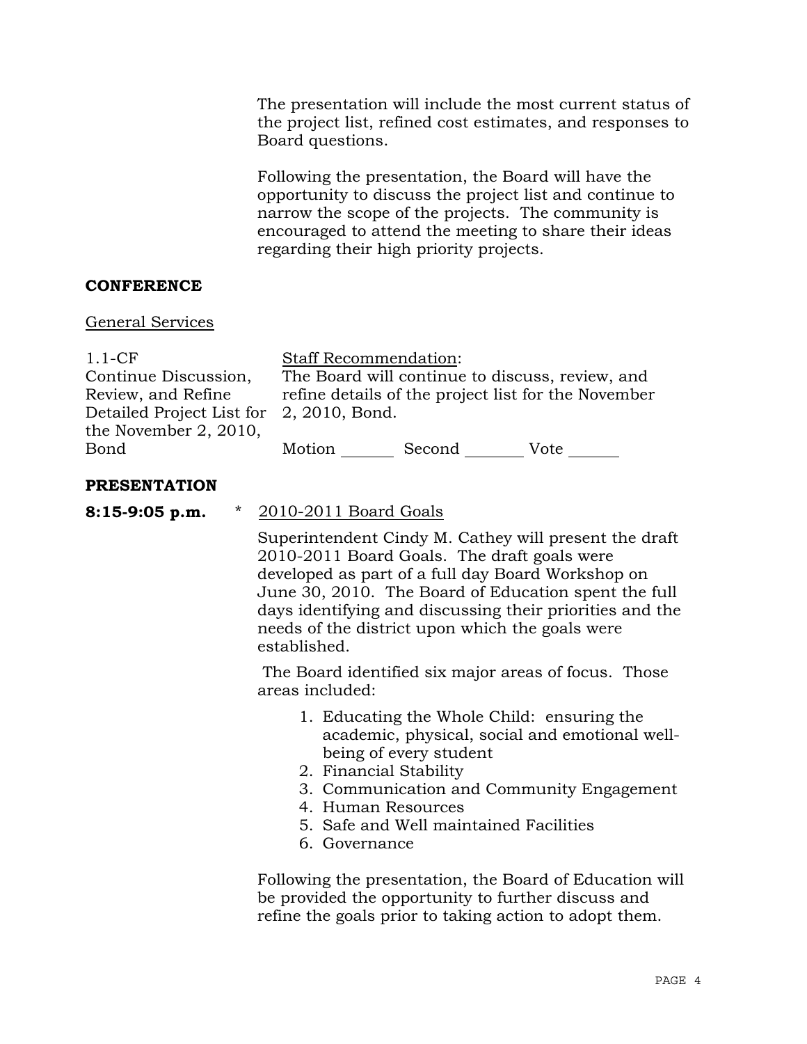The presentation will include the most current status of the project list, refined cost estimates, and responses to Board questions.

Following the presentation, the Board will have the opportunity to discuss the project list and continue to narrow the scope of the projects. The community is encouraged to attend the meeting to share their ideas regarding their high priority projects.

**CONFERENCE**

General Services

| 1.1-CF<br>Continue Discussion, Review, and Refine Detailed Project List for the November 2, 2010, Bond | Staff Recommendation:<br>The Board will continue to discuss, review, and refine details of the project list for the November 2, 2010, Bond.<br><br>Motion _______ Second _______ Vote _______ |
|---|---|

**PRESENTATION**

**8:15-9:05 p.m.** * 2010-2011 Board Goals

Superintendent Cindy M. Cathey will present the draft 2010-2011 Board Goals. The draft goals were developed as part of a full day Board Workshop on June 30, 2010. The Board of Education spent the full days identifying and discussing their priorities and the needs of the district upon which the goals were established.

The Board identified six major areas of focus. Those areas included:

1. Educating the Whole Child: ensuring the academic, physical, social and emotional well-being of every student
2. Financial Stability
3. Communication and Community Engagement
4. Human Resources
5. Safe and Well maintained Facilities
6. Governance

Following the presentation, the Board of Education will be provided the opportunity to further discuss and refine the goals prior to taking action to adopt them.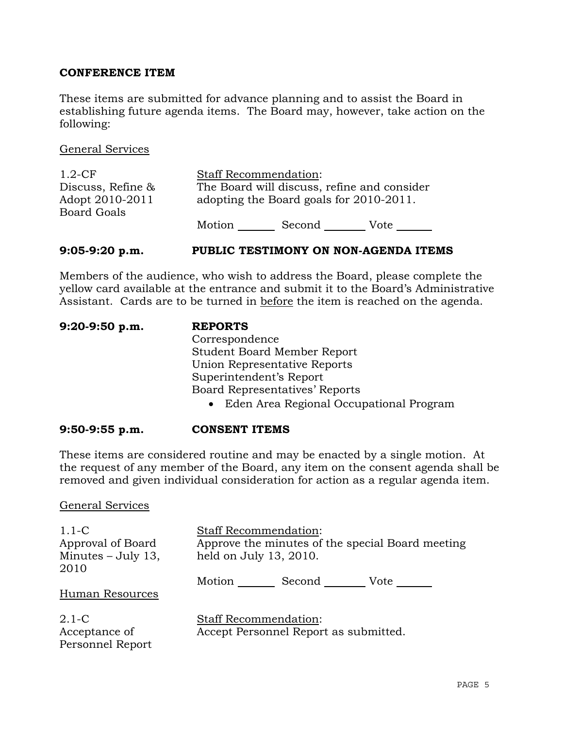**CONFERENCE ITEM**

These items are submitted for advance planning and to assist the Board in establishing future agenda items. The Board may, however, take action on the following:

General Services

| | |
|---|---|
| 1.2-CF<br>Discuss, Refine & Adopt 2010-2011 Board Goals | Staff Recommendation:<br>The Board will discuss, refine and consider adopting the Board goals for 2010-2011.<br><br>Motion ______ Second ______ Vote ______ |

**9:05-9:20 p.m. PUBLIC TESTIMONY ON NON-AGENDA ITEMS**

Members of the audience, who wish to address the Board, please complete the yellow card available at the entrance and submit it to the Board's Administrative Assistant. Cards are to be turned in before the item is reached on the agenda.

**9:20-9:50 p.m. REPORTS**

Correspondence
Student Board Member Report
Union Representative Reports
Superintendent's Report
Board Representatives' Reports

- Eden Area Regional Occupational Program

**9:50-9:55 p.m. CONSENT ITEMS**

These items are considered routine and may be enacted by a single motion. At the request of any member of the Board, any item on the consent agenda shall be removed and given individual consideration for action as a regular agenda item.

General Services

| | |
|---|---|
| 1.1-C<br>Approval of Board Minutes – July 13, 2010 | Staff Recommendation:<br>Approve the minutes of the special Board meeting held on July 13, 2010.<br><br>Motion ______ Second ______ Vote ______ |

Human Resources

| | |
|---|---|
| 2.1-C<br>Acceptance of Personnel Report | Staff Recommendation:<br>Accept Personnel Report as submitted. |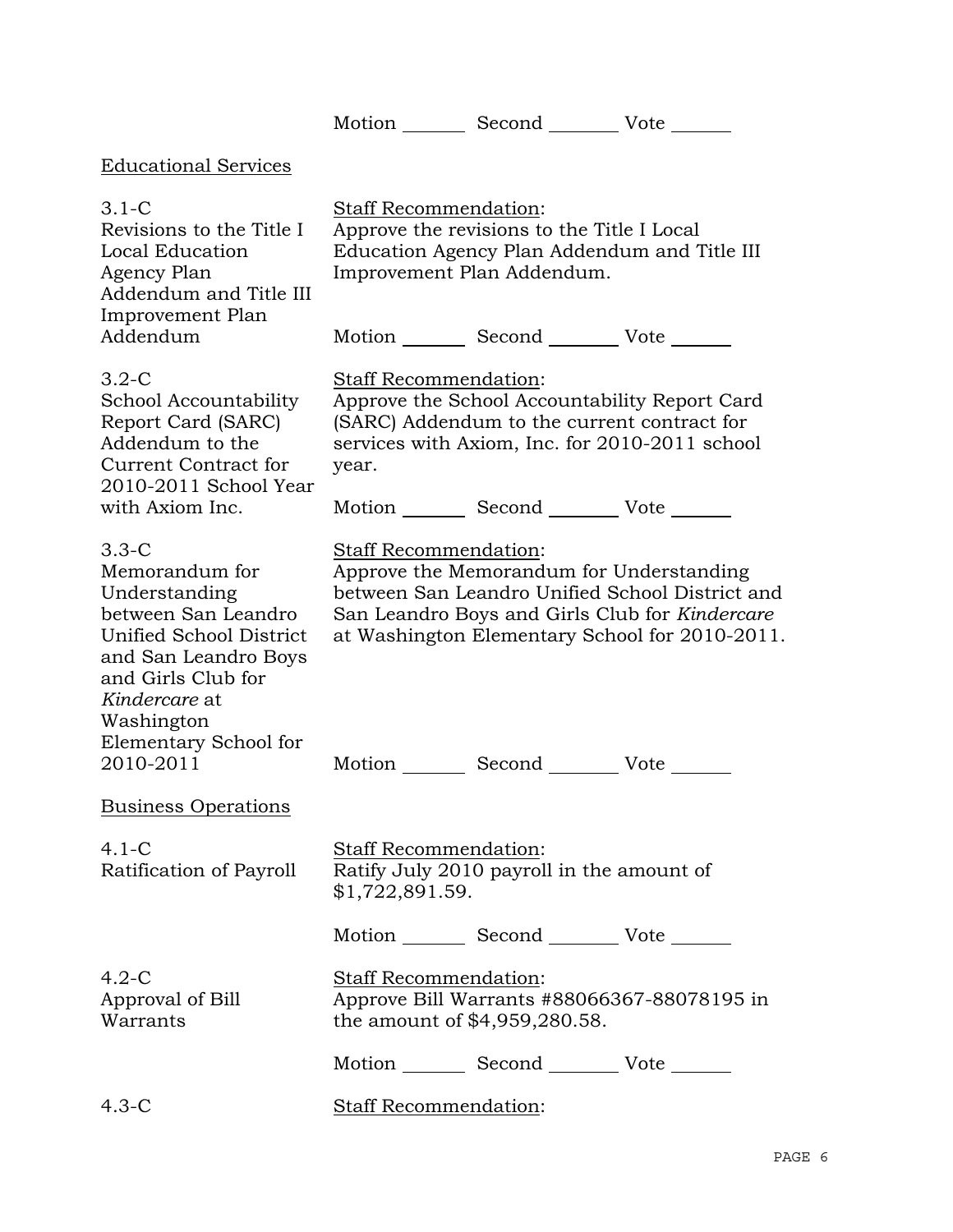Motion _______ Second _______ Vote _______

Educational Services

3.1-C
Revisions to the Title I Local Education Agency Plan Addendum and Title III Improvement Plan Addendum

Staff Recommendation:
Approve the revisions to the Title I Local Education Agency Plan Addendum and Title III Improvement Plan Addendum.

Motion _______ Second _______ Vote _______

3.2-C
School Accountability Report Card (SARC) Addendum to the Current Contract for 2010-2011 School Year with Axiom Inc.

Staff Recommendation:
Approve the School Accountability Report Card (SARC) Addendum to the current contract for services with Axiom, Inc. for 2010-2011 school year.

Motion _______ Second _______ Vote _______

3.3-C
Memorandum for Understanding between San Leandro Unified School District and San Leandro Boys and Girls Club for *Kindercare* at Washington Elementary School for 2010-2011

Staff Recommendation:
Approve the Memorandum for Understanding between San Leandro Unified School District and San Leandro Boys and Girls Club for *Kindercare* at Washington Elementary School for 2010-2011.

Motion _______ Second _______ Vote _______

Business Operations

4.1-C
Ratification of Payroll

Staff Recommendation:
Ratify July 2010 payroll in the amount of $1,722,891.59.

Motion _______ Second _______ Vote _______

4.2-C
Approval of Bill Warrants

Staff Recommendation:
Approve Bill Warrants #88066367-88078195 in the amount of $4,959,280.58.

Motion _______ Second _______ Vote _______

4.3-C

Staff Recommendation: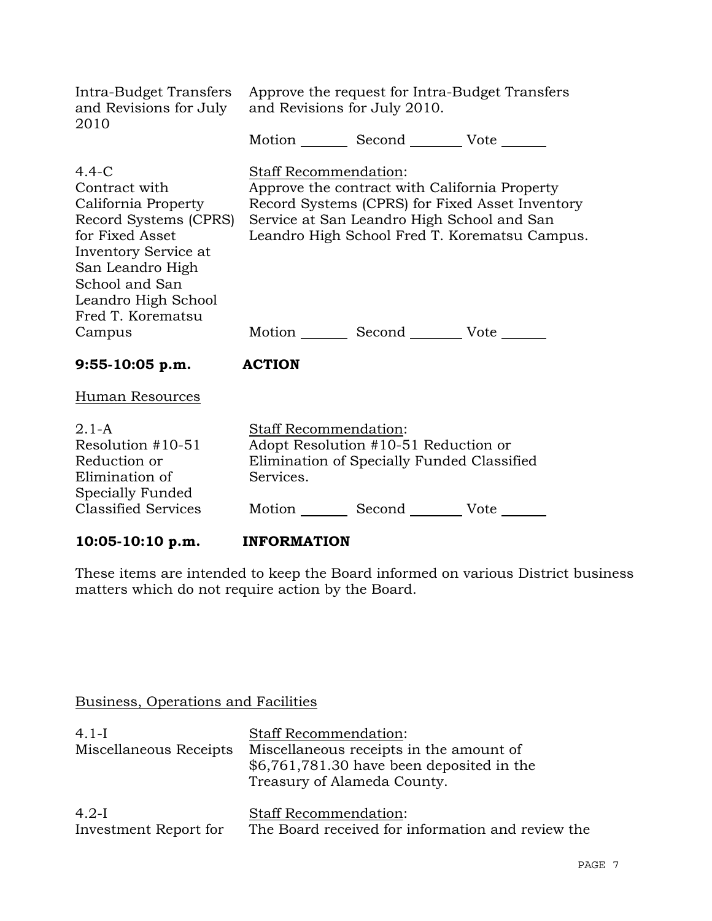| | |
|---|---|
| Intra-Budget Transfers and Revisions for July 2010 | Approve the request for Intra-Budget Transfers and Revisions for July 2010.<br><br>Motion _______ Second _______ Vote ______ |
| 4.4-C<br>Contract with California Property Record Systems (CPRS) for Fixed Asset Inventory Service at San Leandro High School and San Leandro High School Fred T. Korematsu Campus | Staff Recommendation:<br>Approve the contract with California Property Record Systems (CPRS) for Fixed Asset Inventory Service at San Leandro High School and San Leandro High School Fred T. Korematsu Campus.<br><br>Motion _______ Second _______ Vote ______ |

**9:55-10:05 p.m. ACTION**

Human Resources

| | |
|---|---|
| 2.1-A<br>Resolution #10-51 Reduction or Elimination of Specially Funded Classified Services | Staff Recommendation:<br>Adopt Resolution #10-51 Reduction or Elimination of Specially Funded Classified Services.<br><br>Motion _______ Second _______ Vote ______ |

**10:05-10:10 p.m. INFORMATION**

These items are intended to keep the Board informed on various District business matters which do not require action by the Board.

Business, Operations and Facilities

| | |
|---|---|
| 4.1-I<br>Miscellaneous Receipts | Staff Recommendation:<br>Miscellaneous receipts in the amount of $6,761,781.30 have been deposited in the Treasury of Alameda County. |
| 4.2-I<br>Investment Report for | Staff Recommendation:<br>The Board received for information and review the |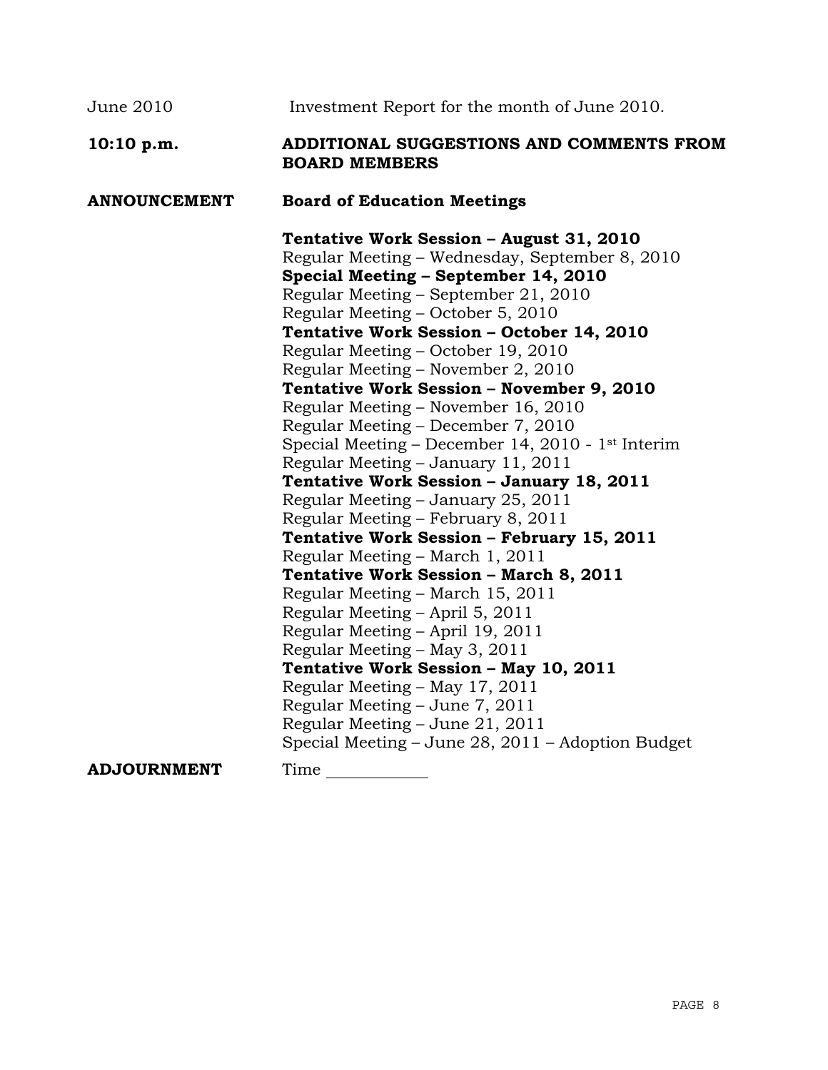June 2010 Investment Report for the month of June 2010.

**10:10 p.m.** **ADDITIONAL SUGGESTIONS AND COMMENTS FROM BOARD MEMBERS**

**ANNOUNCEMENT** **Board of Education Meetings**

**Tentative Work Session – August 31, 2010**
Regular Meeting – Wednesday, September 8, 2010
**Special Meeting – September 14, 2010**
Regular Meeting – September 21, 2010
Regular Meeting – October 5, 2010
**Tentative Work Session – October 14, 2010**
Regular Meeting – October 19, 2010
Regular Meeting – November 2, 2010
**Tentative Work Session – November 9, 2010**
Regular Meeting – November 16, 2010
Regular Meeting – December 7, 2010
Special Meeting – December 14, 2010 - 1st Interim
Regular Meeting – January 11, 2011
**Tentative Work Session – January 18, 2011**
Regular Meeting – January 25, 2011
Regular Meeting – February 8, 2011
**Tentative Work Session – February 15, 2011**
Regular Meeting – March 1, 2011
**Tentative Work Session – March 8, 2011**
Regular Meeting – March 15, 2011
Regular Meeting – April 5, 2011
Regular Meeting – April 19, 2011
Regular Meeting – May 3, 2011
**Tentative Work Session – May 10, 2011**
Regular Meeting – May 17, 2011
Regular Meeting – June 7, 2011
Regular Meeting – June 21, 2011
Special Meeting – June 28, 2011 – Adoption Budget

**ADJOURNMENT** Time ____________